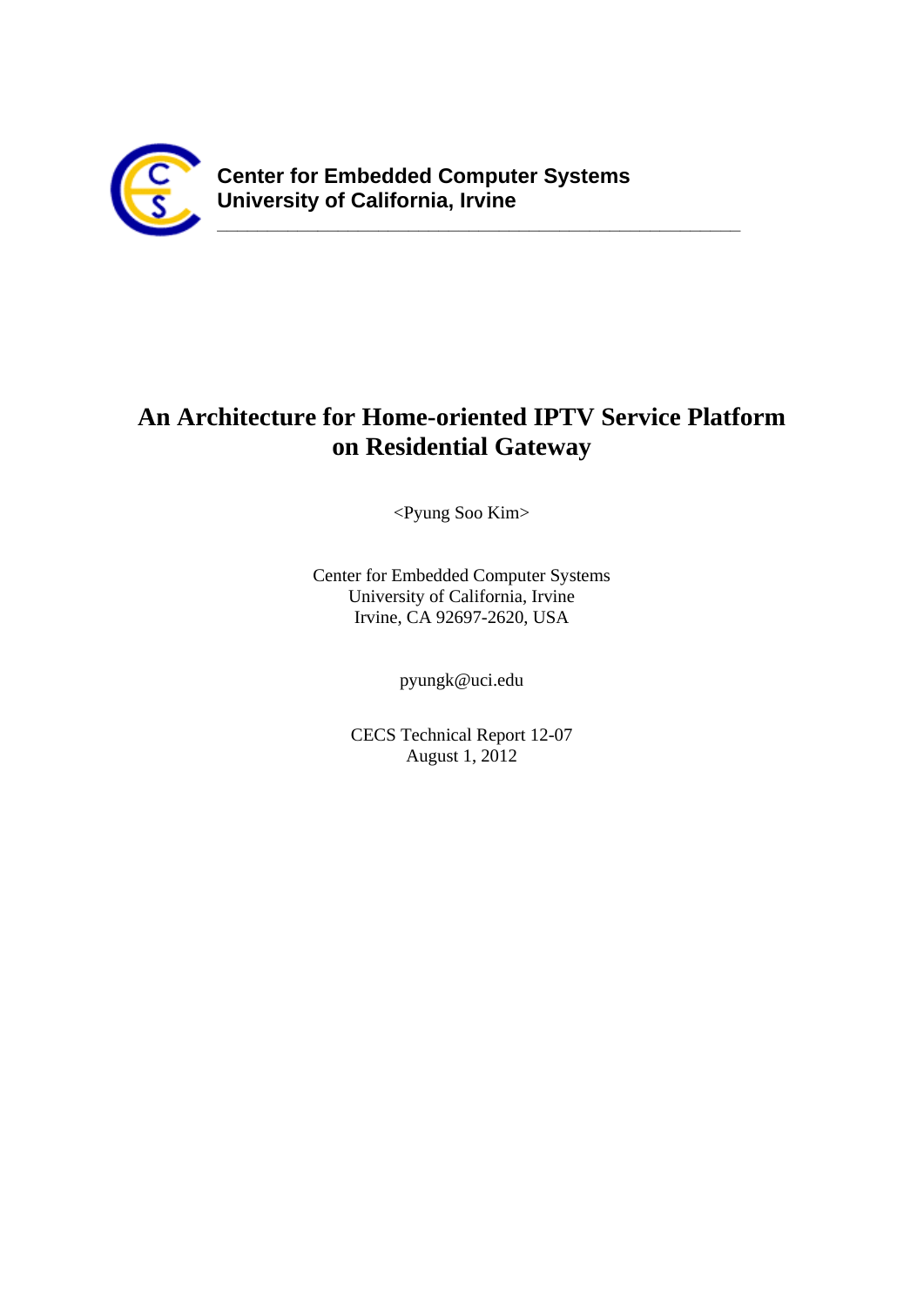**Center for Embedded Computer Systems**
**University of California, Irvine**

---

# An Architecture for Home-oriented IPTV Service Platform on Residential Gateway

<Pyung Soo Kim>

Center for Embedded Computer Systems
University of California, Irvine
Irvine, CA 92697-2620, USA

pyungk@uci.edu

CECS Technical Report 12-07
August 1, 2012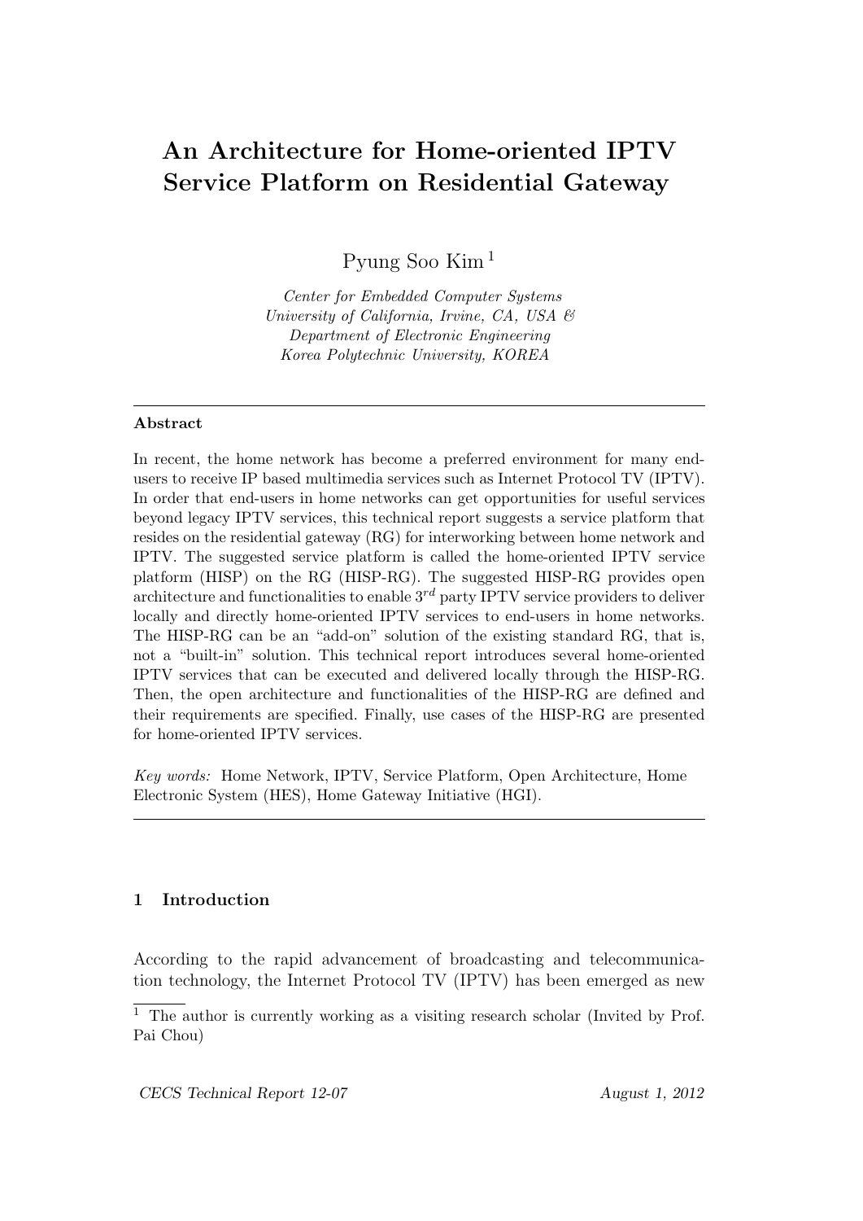# An Architecture for Home-oriented IPTV Service Platform on Residential Gateway

Pyung Soo Kim [1]

*Center for Embedded Computer Systems*
*University of California, Irvine, CA, USA &*
*Department of Electronic Engineering*
*Korea Polytechnic University, KOREA*

---

**Abstract**

In recent, the home network has become a preferred environment for many end-users to receive IP based multimedia services such as Internet Protocol TV (IPTV). In order that end-users in home networks can get opportunities for useful services beyond legacy IPTV services, this technical report suggests a service platform that resides on the residential gateway (RG) for interworking between home network and IPTV. The suggested service platform is called the home-oriented IPTV service platform (HISP) on the RG (HISP-RG). The suggested HISP-RG provides open architecture and functionalities to enable $3^{rd}$ party IPTV service providers to deliver locally and directly home-oriented IPTV services to end-users in home networks. The HISP-RG can be an "add-on" solution of the existing standard RG, that is, not a "built-in" solution. This technical report introduces several home-oriented IPTV services that can be executed and delivered locally through the HISP-RG. Then, the open architecture and functionalities of the HISP-RG are defined and their requirements are specified. Finally, use cases of the HISP-RG are presented for home-oriented IPTV services.

*Key words:* Home Network, IPTV, Service Platform, Open Architecture, Home Electronic System (HES), Home Gateway Initiative (HGI).

---

## 1 Introduction

According to the rapid advancement of broadcasting and telecommunication technology, the Internet Protocol TV (IPTV) has been emerged as new

[1] The author is currently working as a visiting research scholar (Invited by Prof. Pai Chou)

*CECS Technical Report 12-07* *August 1, 2012*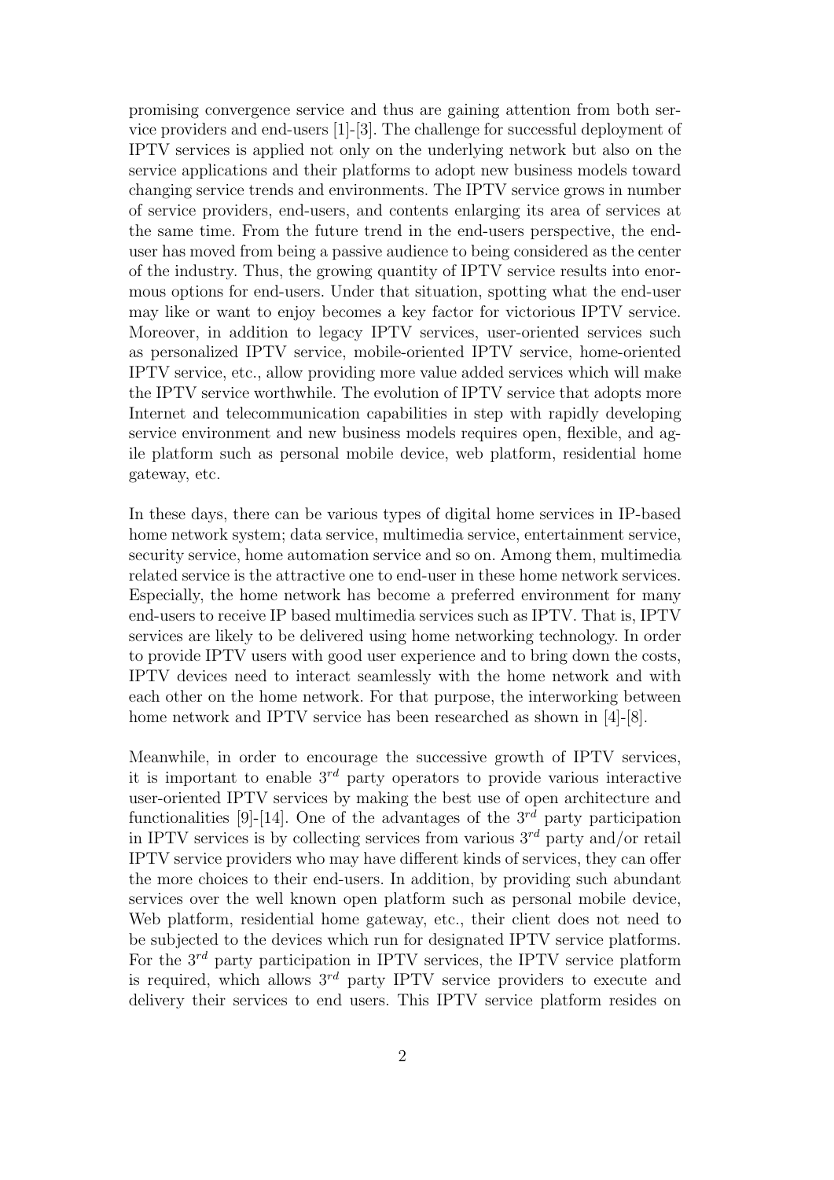promising convergence service and thus are gaining attention from both service providers and end-users [1]-[3]. The challenge for successful deployment of IPTV services is applied not only on the underlying network but also on the service applications and their platforms to adopt new business models toward changing service trends and environments. The IPTV service grows in number of service providers, end-users, and contents enlarging its area of services at the same time. From the future trend in the end-users perspective, the end-user has moved from being a passive audience to being considered as the center of the industry. Thus, the growing quantity of IPTV service results into enormous options for end-users. Under that situation, spotting what the end-user may like or want to enjoy becomes a key factor for victorious IPTV service. Moreover, in addition to legacy IPTV services, user-oriented services such as personalized IPTV service, mobile-oriented IPTV service, home-oriented IPTV service, etc., allow providing more value added services which will make the IPTV service worthwhile. The evolution of IPTV service that adopts more Internet and telecommunication capabilities in step with rapidly developing service environment and new business models requires open, flexible, and agile platform such as personal mobile device, web platform, residential home gateway, etc.

In these days, there can be various types of digital home services in IP-based home network system; data service, multimedia service, entertainment service, security service, home automation service and so on. Among them, multimedia related service is the attractive one to end-user in these home network services. Especially, the home network has become a preferred environment for many end-users to receive IP based multimedia services such as IPTV. That is, IPTV services are likely to be delivered using home networking technology. In order to provide IPTV users with good user experience and to bring down the costs, IPTV devices need to interact seamlessly with the home network and with each other on the home network. For that purpose, the interworking between home network and IPTV service has been researched as shown in [4]-[8].

Meanwhile, in order to encourage the successive growth of IPTV services, it is important to enable $3^{rd}$ party operators to provide various interactive user-oriented IPTV services by making the best use of open architecture and functionalities [9]-[14]. One of the advantages of the $3^{rd}$ party participation in IPTV services is by collecting services from various $3^{rd}$ party and/or retail IPTV service providers who may have different kinds of services, they can offer the more choices to their end-users. In addition, by providing such abundant services over the well known open platform such as personal mobile device, Web platform, residential home gateway, etc., their client does not need to be subjected to the devices which run for designated IPTV service platforms. For the $3^{rd}$ party participation in IPTV services, the IPTV service platform is required, which allows $3^{rd}$ party IPTV service providers to execute and delivery their services to end users. This IPTV service platform resides on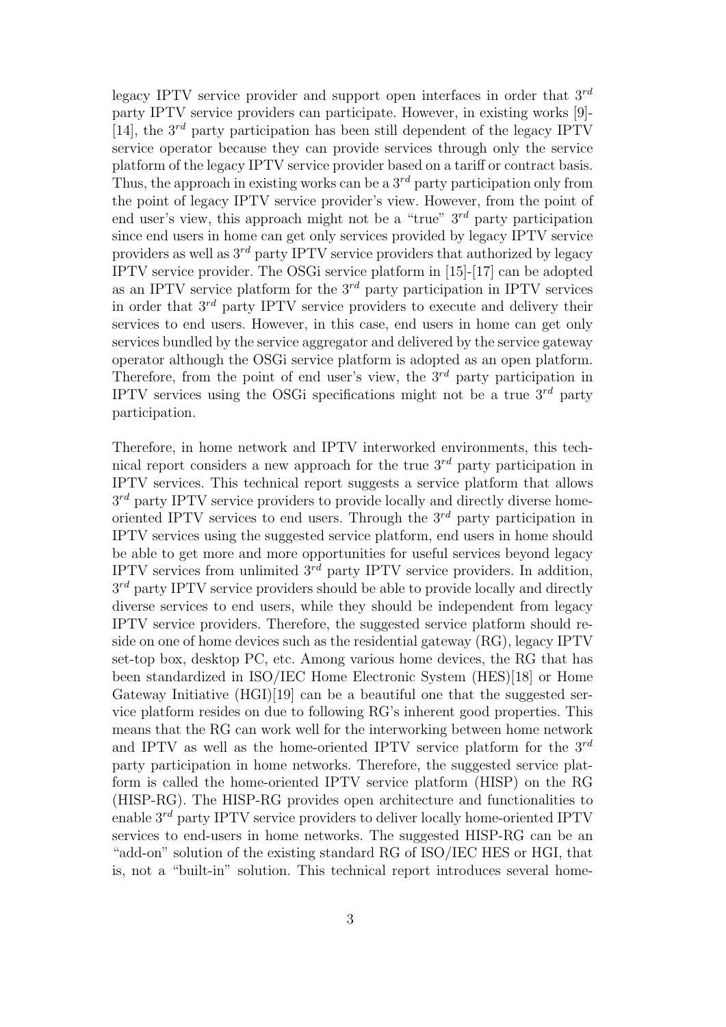legacy IPTV service provider and support open interfaces in order that $3^{rd}$ party IPTV service providers can participate. However, in existing works [9]-[14], the $3^{rd}$ party participation has been still dependent of the legacy IPTV service operator because they can provide services through only the service platform of the legacy IPTV service provider based on a tariff or contract basis. Thus, the approach in existing works can be a $3^{rd}$ party participation only from the point of legacy IPTV service provider's view. However, from the point of end user's view, this approach might not be a "true" $3^{rd}$ party participation since end users in home can get only services provided by legacy IPTV service providers as well as $3^{rd}$ party IPTV service providers that authorized by legacy IPTV service provider. The OSGi service platform in [15]-[17] can be adopted as an IPTV service platform for the $3^{rd}$ party participation in IPTV services in order that $3^{rd}$ party IPTV service providers to execute and delivery their services to end users. However, in this case, end users in home can get only services bundled by the service aggregator and delivered by the service gateway operator although the OSGi service platform is adopted as an open platform. Therefore, from the point of end user's view, the $3^{rd}$ party participation in IPTV services using the OSGi specifications might not be a true $3^{rd}$ party participation.

Therefore, in home network and IPTV interworked environments, this technical report considers a new approach for the true $3^{rd}$ party participation in IPTV services. This technical report suggests a service platform that allows $3^{rd}$ party IPTV service providers to provide locally and directly diverse home-oriented IPTV services to end users. Through the $3^{rd}$ party participation in IPTV services using the suggested service platform, end users in home should be able to get more and more opportunities for useful services beyond legacy IPTV services from unlimited $3^{rd}$ party IPTV service providers. In addition, $3^{rd}$ party IPTV service providers should be able to provide locally and directly diverse services to end users, while they should be independent from legacy IPTV service providers. Therefore, the suggested service platform should reside on one of home devices such as the residential gateway (RG), legacy IPTV set-top box, desktop PC, etc. Among various home devices, the RG that has been standardized in ISO/IEC Home Electronic System (HES)[18] or Home Gateway Initiative (HGI)[19] can be a beautiful one that the suggested service platform resides on due to following RG's inherent good properties. This means that the RG can work well for the interworking between home network and IPTV as well as the home-oriented IPTV service platform for the $3^{rd}$ party participation in home networks. Therefore, the suggested service platform is called the home-oriented IPTV service platform (HISP) on the RG (HISP-RG). The HISP-RG provides open architecture and functionalities to enable $3^{rd}$ party IPTV service providers to deliver locally home-oriented IPTV services to end-users in home networks. The suggested HISP-RG can be an "add-on" solution of the existing standard RG of ISO/IEC HES or HGI, that is, not a "built-in" solution. This technical report introduces several home-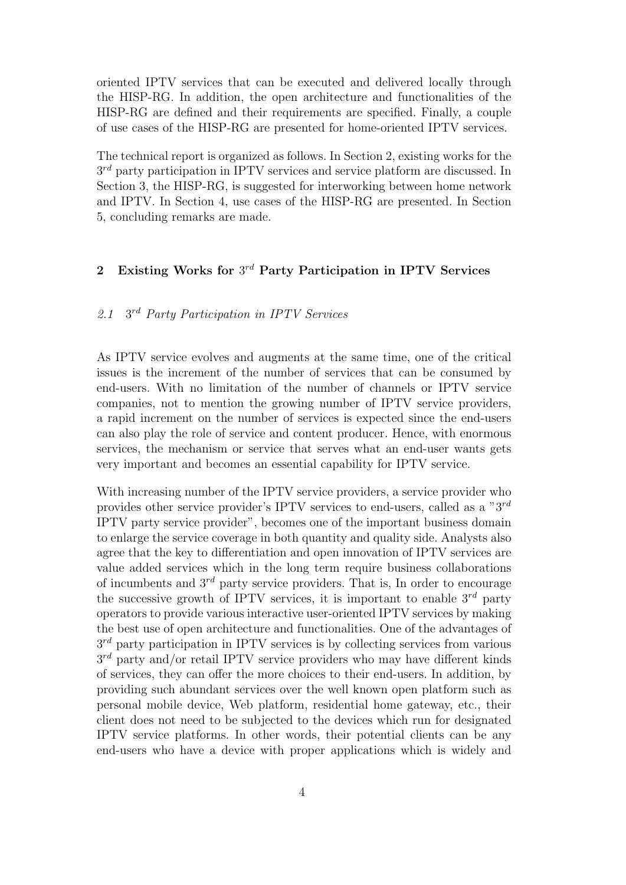oriented IPTV services that can be executed and delivered locally through the HISP-RG. In addition, the open architecture and functionalities of the HISP-RG are defined and their requirements are specified. Finally, a couple of use cases of the HISP-RG are presented for home-oriented IPTV services.

The technical report is organized as follows. In Section 2, existing works for the $3^{rd}$ party participation in IPTV services and service platform are discussed. In Section 3, the HISP-RG, is suggested for interworking between home network and IPTV. In Section 4, use cases of the HISP-RG are presented. In Section 5, concluding remarks are made.

## 2 Existing Works for $3^{rd}$ Party Participation in IPTV Services

### *2.1 $3^{rd}$ Party Participation in IPTV Services*

As IPTV service evolves and augments at the same time, one of the critical issues is the increment of the number of services that can be consumed by end-users. With no limitation of the number of channels or IPTV service companies, not to mention the growing number of IPTV service providers, a rapid increment on the number of services is expected since the end-users can also play the role of service and content producer. Hence, with enormous services, the mechanism or service that serves what an end-user wants gets very important and becomes an essential capability for IPTV service.

With increasing number of the IPTV service providers, a service provider who provides other service provider's IPTV services to end-users, called as a "$3^{rd}$ IPTV party service provider", becomes one of the important business domain to enlarge the service coverage in both quantity and quality side. Analysts also agree that the key to differentiation and open innovation of IPTV services are value added services which in the long term require business collaborations of incumbents and $3^{rd}$ party service providers. That is, In order to encourage the successive growth of IPTV services, it is important to enable $3^{rd}$ party operators to provide various interactive user-oriented IPTV services by making the best use of open architecture and functionalities. One of the advantages of $3^{rd}$ party participation in IPTV services is by collecting services from various $3^{rd}$ party and/or retail IPTV service providers who may have different kinds of services, they can offer the more choices to their end-users. In addition, by providing such abundant services over the well known open platform such as personal mobile device, Web platform, residential home gateway, etc., their client does not need to be subjected to the devices which run for designated IPTV service platforms. In other words, their potential clients can be any end-users who have a device with proper applications which is widely and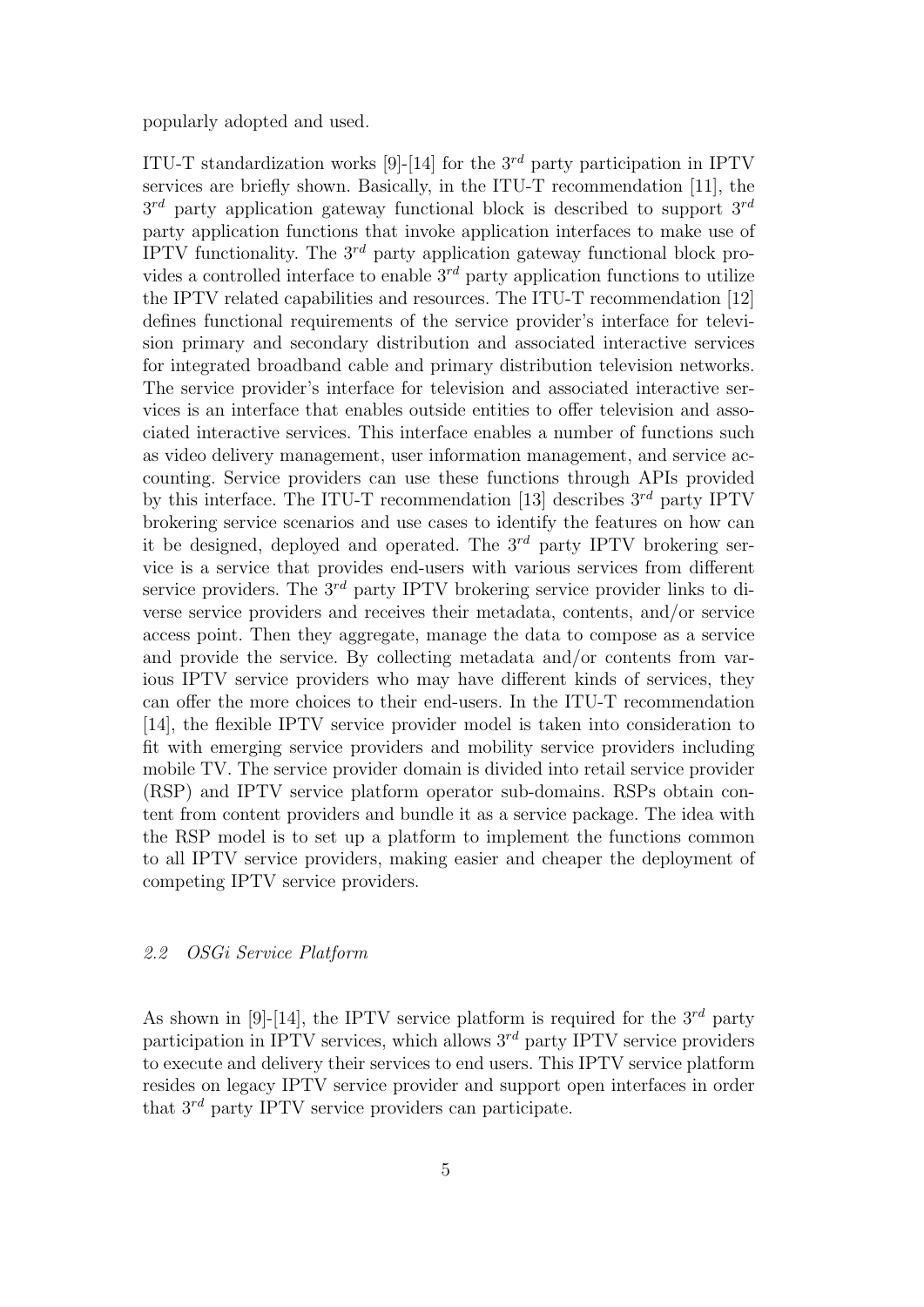popularly adopted and used.

ITU-T standardization works [9]-[14] for the $3^{rd}$ party participation in IPTV services are briefly shown. Basically, in the ITU-T recommendation [11], the $3^{rd}$ party application gateway functional block is described to support $3^{rd}$ party application functions that invoke application interfaces to make use of IPTV functionality. The $3^{rd}$ party application gateway functional block provides a controlled interface to enable $3^{rd}$ party application functions to utilize the IPTV related capabilities and resources. The ITU-T recommendation [12] defines functional requirements of the service provider's interface for television primary and secondary distribution and associated interactive services for integrated broadband cable and primary distribution television networks. The service provider's interface for television and associated interactive services is an interface that enables outside entities to offer television and associated interactive services. This interface enables a number of functions such as video delivery management, user information management, and service accounting. Service providers can use these functions through APIs provided by this interface. The ITU-T recommendation [13] describes $3^{rd}$ party IPTV brokering service scenarios and use cases to identify the features on how can it be designed, deployed and operated. The $3^{rd}$ party IPTV brokering service is a service that provides end-users with various services from different service providers. The $3^{rd}$ party IPTV brokering service provider links to diverse service providers and receives their metadata, contents, and/or service access point. Then they aggregate, manage the data to compose as a service and provide the service. By collecting metadata and/or contents from various IPTV service providers who may have different kinds of services, they can offer the more choices to their end-users. In the ITU-T recommendation [14], the flexible IPTV service provider model is taken into consideration to fit with emerging service providers and mobility service providers including mobile TV. The service provider domain is divided into retail service provider (RSP) and IPTV service platform operator sub-domains. RSPs obtain content from content providers and bundle it as a service package. The idea with the RSP model is to set up a platform to implement the functions common to all IPTV service providers, making easier and cheaper the deployment of competing IPTV service providers.

### *2.2 OSGi Service Platform*

As shown in [9]-[14], the IPTV service platform is required for the $3^{rd}$ party participation in IPTV services, which allows $3^{rd}$ party IPTV service providers to execute and delivery their services to end users. This IPTV service platform resides on legacy IPTV service provider and support open interfaces in order that $3^{rd}$ party IPTV service providers can participate.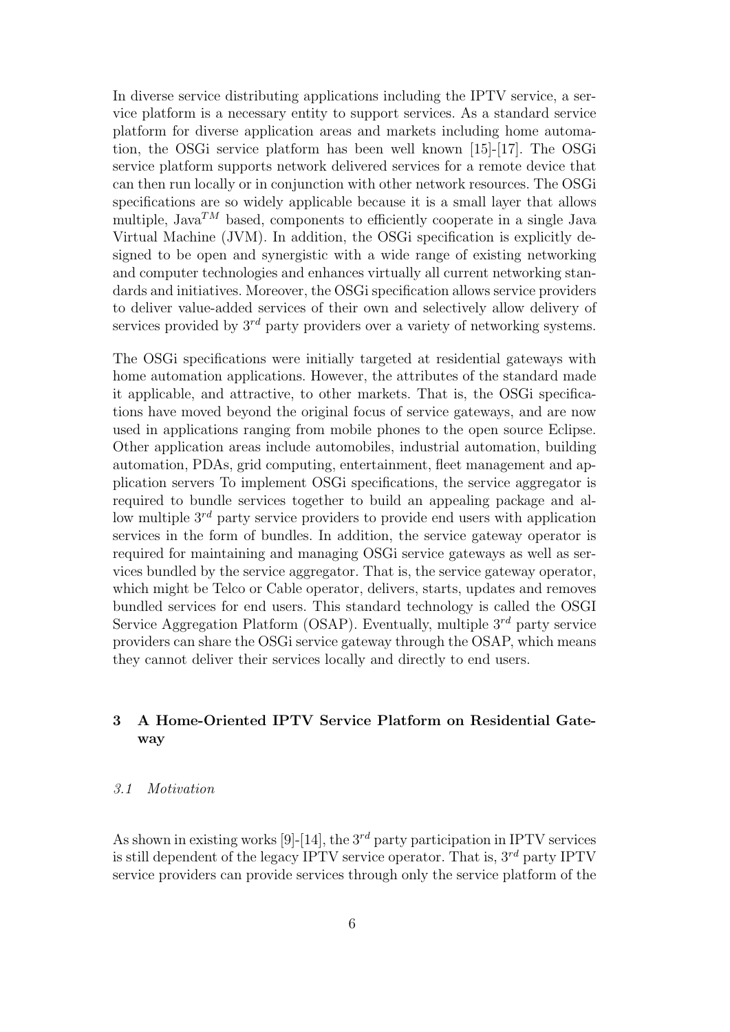In diverse service distributing applications including the IPTV service, a service platform is a necessary entity to support services. As a standard service platform for diverse application areas and markets including home automation, the OSGi service platform has been well known [15]-[17]. The OSGi service platform supports network delivered services for a remote device that can then run locally or in conjunction with other network resources. The OSGi specifications are so widely applicable because it is a small layer that allows multiple, Java$^{TM}$ based, components to efficiently cooperate in a single Java Virtual Machine (JVM). In addition, the OSGi specification is explicitly designed to be open and synergistic with a wide range of existing networking and computer technologies and enhances virtually all current networking standards and initiatives. Moreover, the OSGi specification allows service providers to deliver value-added services of their own and selectively allow delivery of services provided by $3^{rd}$ party providers over a variety of networking systems.

The OSGi specifications were initially targeted at residential gateways with home automation applications. However, the attributes of the standard made it applicable, and attractive, to other markets. That is, the OSGi specifications have moved beyond the original focus of service gateways, and are now used in applications ranging from mobile phones to the open source Eclipse. Other application areas include automobiles, industrial automation, building automation, PDAs, grid computing, entertainment, fleet management and application servers To implement OSGi specifications, the service aggregator is required to bundle services together to build an appealing package and allow multiple $3^{rd}$ party service providers to provide end users with application services in the form of bundles. In addition, the service gateway operator is required for maintaining and managing OSGi service gateways as well as services bundled by the service aggregator. That is, the service gateway operator, which might be Telco or Cable operator, delivers, starts, updates and removes bundled services for end users. This standard technology is called the OSGI Service Aggregation Platform (OSAP). Eventually, multiple $3^{rd}$ party service providers can share the OSGi service gateway through the OSAP, which means they cannot deliver their services locally and directly to end users.

## 3 A Home-Oriented IPTV Service Platform on Residential Gateway

### *3.1 Motivation*

As shown in existing works [9]-[14], the $3^{rd}$ party participation in IPTV services is still dependent of the legacy IPTV service operator. That is, $3^{rd}$ party IPTV service providers can provide services through only the service platform of the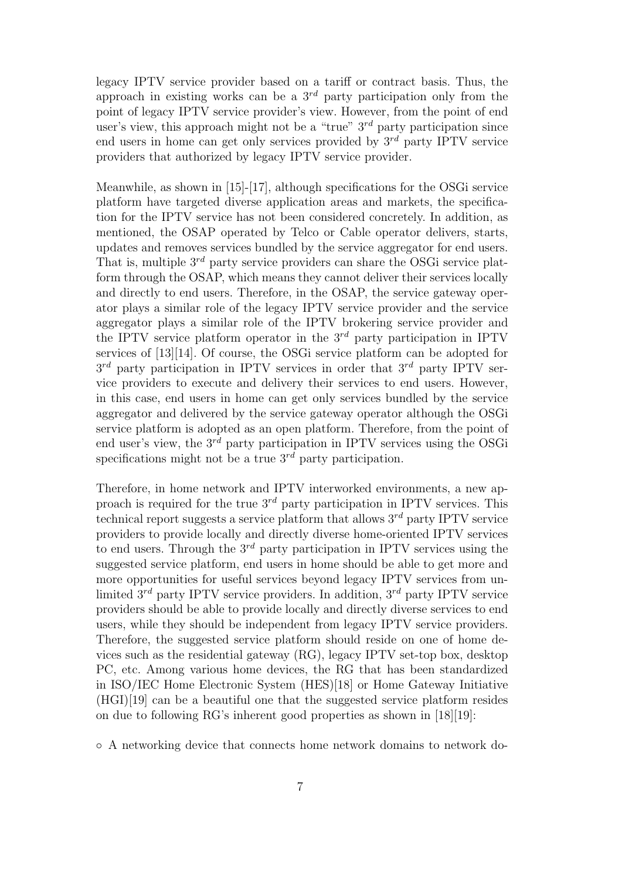legacy IPTV service provider based on a tariff or contract basis. Thus, the approach in existing works can be a $3^{rd}$ party participation only from the point of legacy IPTV service provider's view. However, from the point of end user's view, this approach might not be a "true" $3^{rd}$ party participation since end users in home can get only services provided by $3^{rd}$ party IPTV service providers that authorized by legacy IPTV service provider.

Meanwhile, as shown in [15]-[17], although specifications for the OSGi service platform have targeted diverse application areas and markets, the specification for the IPTV service has not been considered concretely. In addition, as mentioned, the OSAP operated by Telco or Cable operator delivers, starts, updates and removes services bundled by the service aggregator for end users. That is, multiple $3^{rd}$ party service providers can share the OSGi service platform through the OSAP, which means they cannot deliver their services locally and directly to end users. Therefore, in the OSAP, the service gateway operator plays a similar role of the legacy IPTV service provider and the service aggregator plays a similar role of the IPTV brokering service provider and the IPTV service platform operator in the $3^{rd}$ party participation in IPTV services of [13][14]. Of course, the OSGi service platform can be adopted for $3^{rd}$ party participation in IPTV services in order that $3^{rd}$ party IPTV service providers to execute and delivery their services to end users. However, in this case, end users in home can get only services bundled by the service aggregator and delivered by the service gateway operator although the OSGi service platform is adopted as an open platform. Therefore, from the point of end user's view, the $3^{rd}$ party participation in IPTV services using the OSGi specifications might not be a true $3^{rd}$ party participation.

Therefore, in home network and IPTV interworked environments, a new approach is required for the true $3^{rd}$ party participation in IPTV services. This technical report suggests a service platform that allows $3^{rd}$ party IPTV service providers to provide locally and directly diverse home-oriented IPTV services to end users. Through the $3^{rd}$ party participation in IPTV services using the suggested service platform, end users in home should be able to get more and more opportunities for useful services beyond legacy IPTV services from unlimited $3^{rd}$ party IPTV service providers. In addition, $3^{rd}$ party IPTV service providers should be able to provide locally and directly diverse services to end users, while they should be independent from legacy IPTV service providers. Therefore, the suggested service platform should reside on one of home devices such as the residential gateway (RG), legacy IPTV set-top box, desktop PC, etc. Among various home devices, the RG that has been standardized in ISO/IEC Home Electronic System (HES)[18] or Home Gateway Initiative (HGI)[19] can be a beautiful one that the suggested service platform resides on due to following RG's inherent good properties as shown in [18][19]:

◦ A networking device that connects home network domains to network do-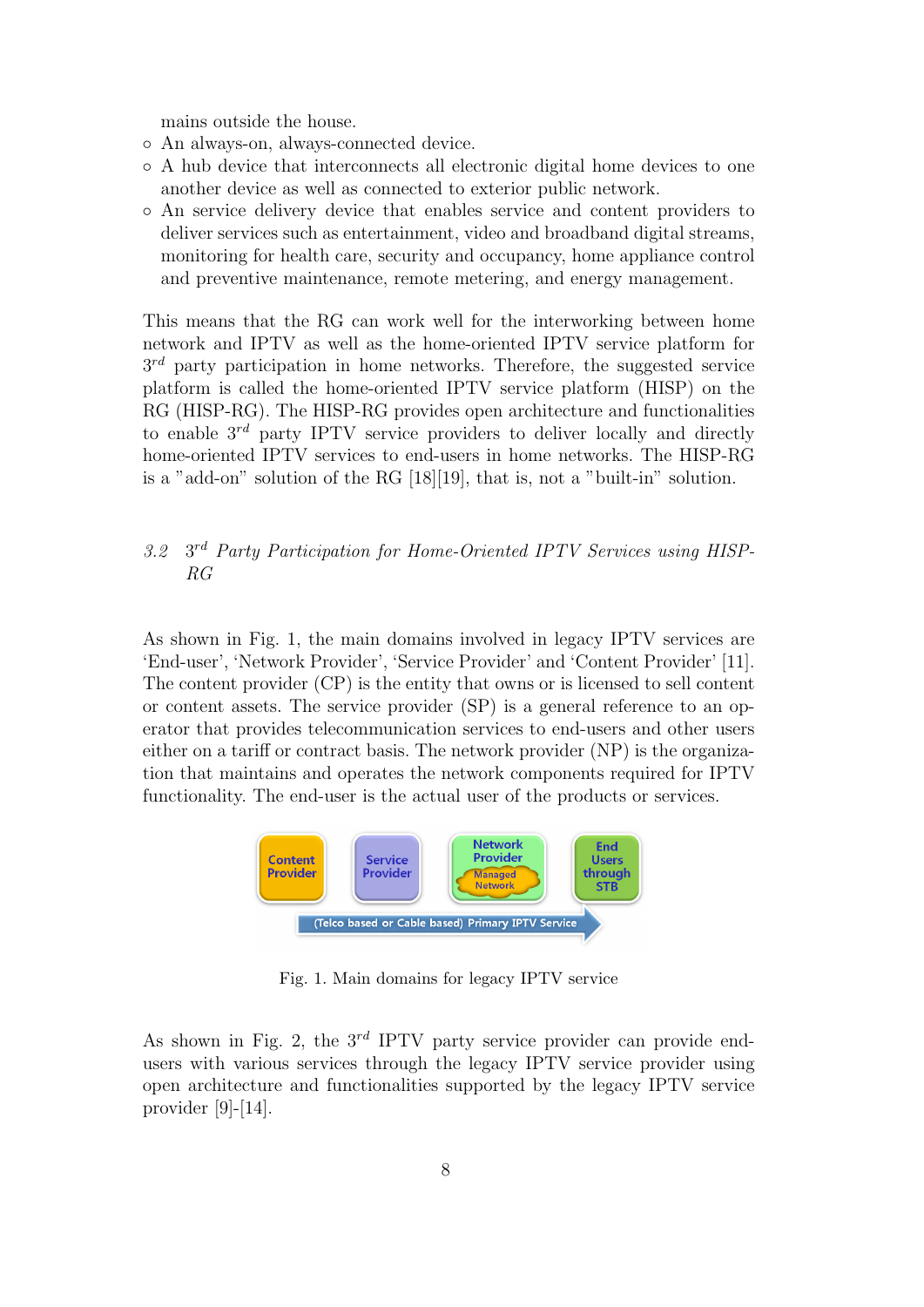mains outside the house.

- An always-on, always-connected device.
- A hub device that interconnects all electronic digital home devices to one another device as well as connected to exterior public network.
- An service delivery device that enables service and content providers to deliver services such as entertainment, video and broadband digital streams, monitoring for health care, security and occupancy, home appliance control and preventive maintenance, remote metering, and energy management.

This means that the RG can work well for the interworking between home network and IPTV as well as the home-oriented IPTV service platform for 3$^{rd}$ party participation in home networks. Therefore, the suggested service platform is called the home-oriented IPTV service platform (HISP) on the RG (HISP-RG). The HISP-RG provides open architecture and functionalities to enable 3$^{rd}$ party IPTV service providers to deliver locally and directly home-oriented IPTV services to end-users in home networks. The HISP-RG is a "add-on" solution of the RG [18][19], that is, not a "built-in" solution.

### *3.2 3$^{rd}$ Party Participation for Home-Oriented IPTV Services using HISP-RG*

As shown in Fig. 1, the main domains involved in legacy IPTV services are 'End-user', 'Network Provider', 'Service Provider' and 'Content Provider' [11]. The content provider (CP) is the entity that owns or is licensed to sell content or content assets. The service provider (SP) is a general reference to an operator that provides telecommunication services to end-users and other users either on a tariff or contract basis. The network provider (NP) is the organization that maintains and operates the network components required for IPTV functionality. The end-user is the actual user of the products or services.

Content Provider | Service Provider | Network Provider (Managed Network) | End Users through STB

(Telco based or Cable based) Primary IPTV Service

Fig. 1. Main domains for legacy IPTV service

As shown in Fig. 2, the 3$^{rd}$ IPTV party service provider can provide end-users with various services through the legacy IPTV service provider using open architecture and functionalities supported by the legacy IPTV service provider [9]-[14].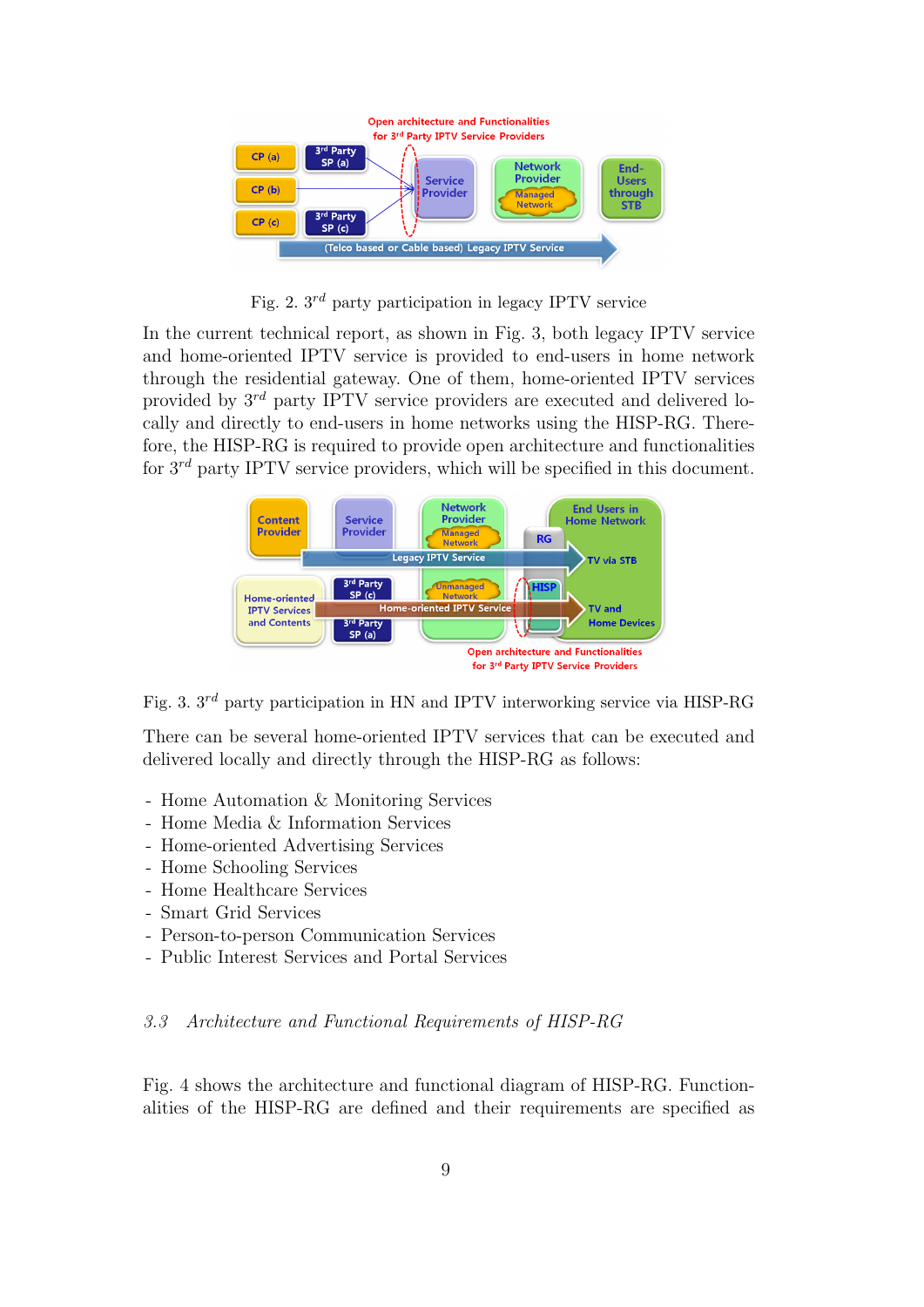Fig. 2. $3^{rd}$ party participation in legacy IPTV service

In the current technical report, as shown in Fig. 3, both legacy IPTV service and home-oriented IPTV service is provided to end-users in home network through the residential gateway. One of them, home-oriented IPTV services provided by $3^{rd}$ party IPTV service providers are executed and delivered locally and directly to end-users in home networks using the HISP-RG. Therefore, the HISP-RG is required to provide open architecture and functionalities for $3^{rd}$ party IPTV service providers, which will be specified in this document.

Fig. 3. $3^{rd}$ party participation in HN and IPTV interworking service via HISP-RG

There can be several home-oriented IPTV services that can be executed and delivered locally and directly through the HISP-RG as follows:

- Home Automation & Monitoring Services
- Home Media & Information Services
- Home-oriented Advertising Services
- Home Schooling Services
- Home Healthcare Services
- Smart Grid Services
- Person-to-person Communication Services
- Public Interest Services and Portal Services

### *3.3 Architecture and Functional Requirements of HISP-RG*

Fig. 4 shows the architecture and functional diagram of HISP-RG. Functionalities of the HISP-RG are defined and their requirements are specified as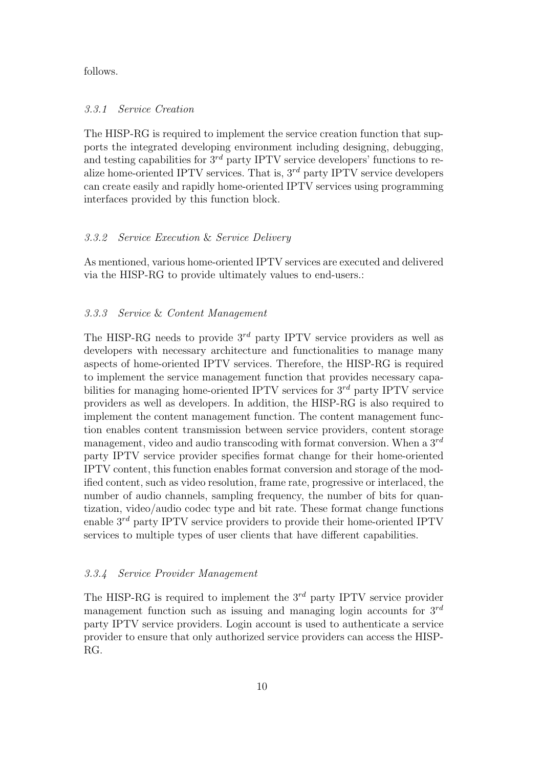follows.

#### *3.3.1 Service Creation*

The HISP-RG is required to implement the service creation function that supports the integrated developing environment including designing, debugging, and testing capabilities for $3^{rd}$ party IPTV service developers' functions to realize home-oriented IPTV services. That is, $3^{rd}$ party IPTV service developers can create easily and rapidly home-oriented IPTV services using programming interfaces provided by this function block.

#### *3.3.2 Service Execution & Service Delivery*

As mentioned, various home-oriented IPTV services are executed and delivered via the HISP-RG to provide ultimately values to end-users.:

#### *3.3.3 Service & Content Management*

The HISP-RG needs to provide $3^{rd}$ party IPTV service providers as well as developers with necessary architecture and functionalities to manage many aspects of home-oriented IPTV services. Therefore, the HISP-RG is required to implement the service management function that provides necessary capabilities for managing home-oriented IPTV services for $3^{rd}$ party IPTV service providers as well as developers. In addition, the HISP-RG is also required to implement the content management function. The content management function enables content transmission between service providers, content storage management, video and audio transcoding with format conversion. When a $3^{rd}$ party IPTV service provider specifies format change for their home-oriented IPTV content, this function enables format conversion and storage of the modified content, such as video resolution, frame rate, progressive or interlaced, the number of audio channels, sampling frequency, the number of bits for quantization, video/audio codec type and bit rate. These format change functions enable $3^{rd}$ party IPTV service providers to provide their home-oriented IPTV services to multiple types of user clients that have different capabilities.

#### *3.3.4 Service Provider Management*

The HISP-RG is required to implement the $3^{rd}$ party IPTV service provider management function such as issuing and managing login accounts for $3^{rd}$ party IPTV service providers. Login account is used to authenticate a service provider to ensure that only authorized service providers can access the HISP-RG.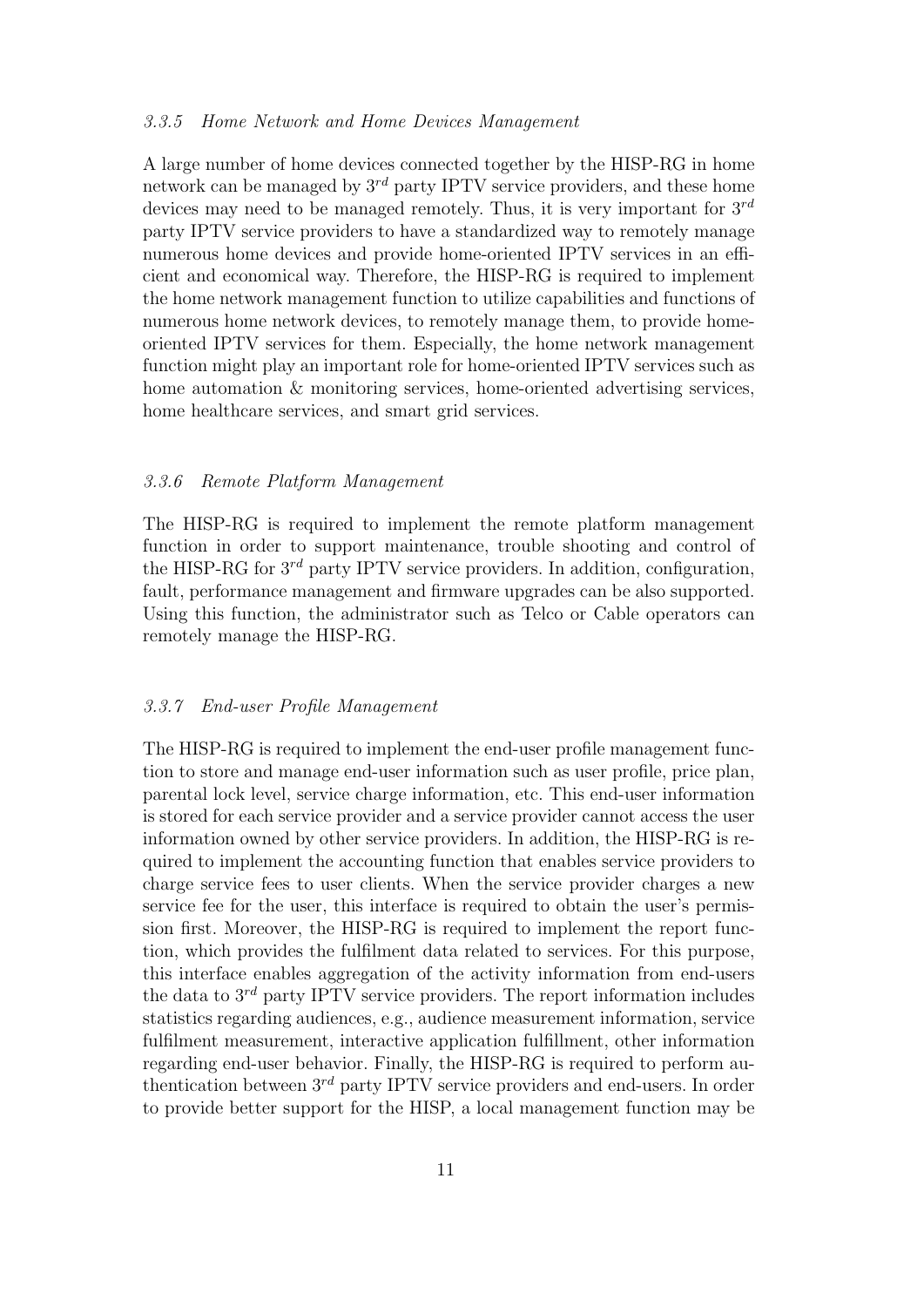### 3.3.5 Home Network and Home Devices Management

A large number of home devices connected together by the HISP-RG in home network can be managed by $3^{rd}$ party IPTV service providers, and these home devices may need to be managed remotely. Thus, it is very important for $3^{rd}$ party IPTV service providers to have a standardized way to remotely manage numerous home devices and provide home-oriented IPTV services in an efficient and economical way. Therefore, the HISP-RG is required to implement the home network management function to utilize capabilities and functions of numerous home network devices, to remotely manage them, to provide home-oriented IPTV services for them. Especially, the home network management function might play an important role for home-oriented IPTV services such as home automation & monitoring services, home-oriented advertising services, home healthcare services, and smart grid services.

### 3.3.6 Remote Platform Management

The HISP-RG is required to implement the remote platform management function in order to support maintenance, trouble shooting and control of the HISP-RG for $3^{rd}$ party IPTV service providers. In addition, configuration, fault, performance management and firmware upgrades can be also supported. Using this function, the administrator such as Telco or Cable operators can remotely manage the HISP-RG.

### 3.3.7 End-user Profile Management

The HISP-RG is required to implement the end-user profile management function to store and manage end-user information such as user profile, price plan, parental lock level, service charge information, etc. This end-user information is stored for each service provider and a service provider cannot access the user information owned by other service providers. In addition, the HISP-RG is required to implement the accounting function that enables service providers to charge service fees to user clients. When the service provider charges a new service fee for the user, this interface is required to obtain the user's permission first. Moreover, the HISP-RG is required to implement the report function, which provides the fulfilment data related to services. For this purpose, this interface enables aggregation of the activity information from end-users the data to $3^{rd}$ party IPTV service providers. The report information includes statistics regarding audiences, e.g., audience measurement information, service fulfilment measurement, interactive application fulfillment, other information regarding end-user behavior. Finally, the HISP-RG is required to perform authentication between $3^{rd}$ party IPTV service providers and end-users. In order to provide better support for the HISP, a local management function may be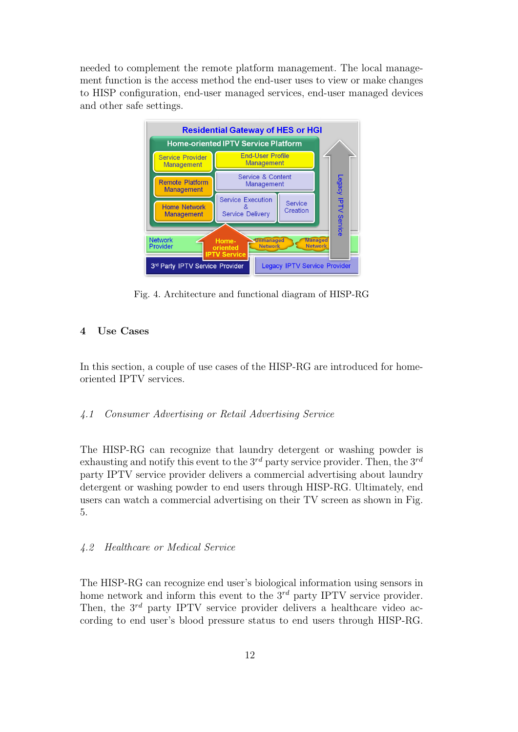needed to complement the remote platform management. The local management function is the access method the end-user uses to view or make changes to HISP configuration, end-user managed services, end-user managed devices and other safe settings.

Fig. 4. Architecture and functional diagram of HISP-RG

## 4 Use Cases

In this section, a couple of use cases of the HISP-RG are introduced for home-oriented IPTV services.

### *4.1 Consumer Advertising or Retail Advertising Service*

The HISP-RG can recognize that laundry detergent or washing powder is exhausting and notify this event to the $3^{rd}$ party service provider. Then, the $3^{rd}$ party IPTV service provider delivers a commercial advertising about laundry detergent or washing powder to end users through HISP-RG. Ultimately, end users can watch a commercial advertising on their TV screen as shown in Fig. 5.

### *4.2 Healthcare or Medical Service*

The HISP-RG can recognize end user's biological information using sensors in home network and inform this event to the $3^{rd}$ party IPTV service provider. Then, the $3^{rd}$ party IPTV service provider delivers a healthcare video according to end user's blood pressure status to end users through HISP-RG.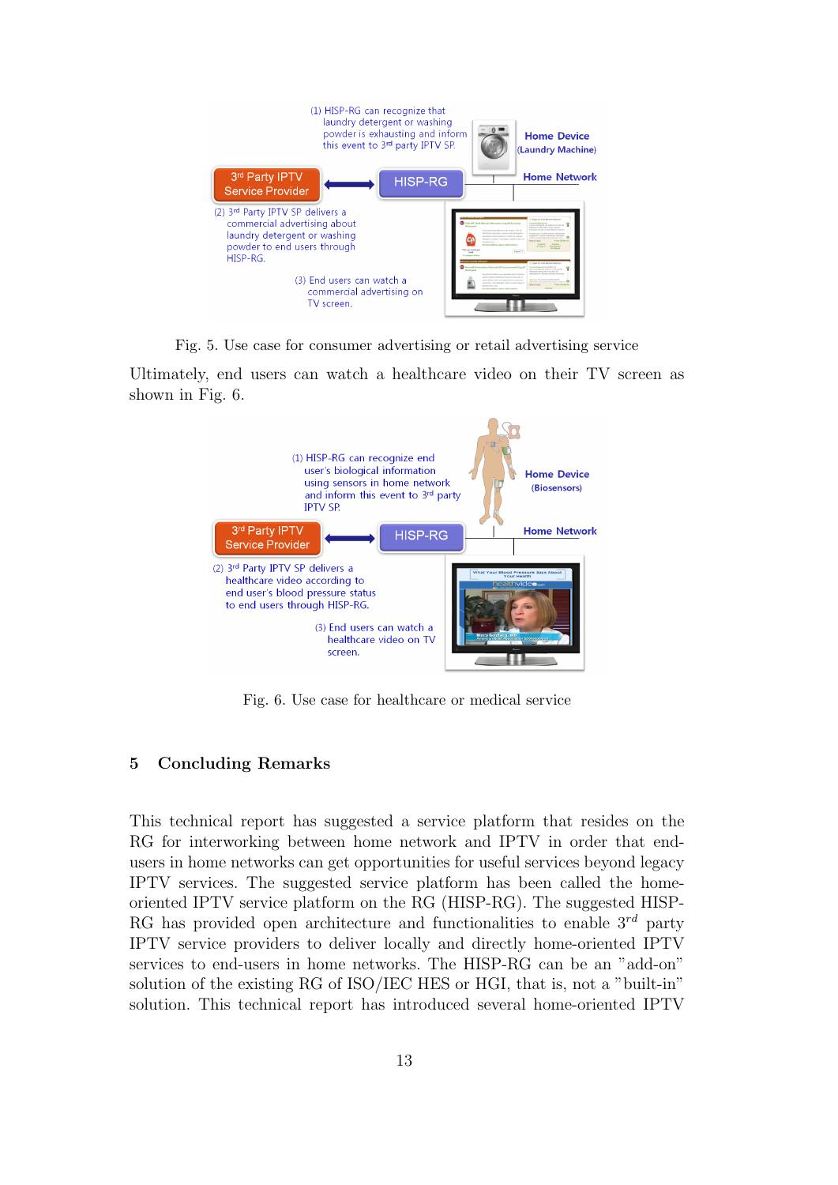Fig. 5. Use case for consumer advertising or retail advertising service

Ultimately, end users can watch a healthcare video on their TV screen as shown in Fig. 6.

Fig. 6. Use case for healthcare or medical service

## 5 Concluding Remarks

This technical report has suggested a service platform that resides on the RG for interworking between home network and IPTV in order that end-users in home networks can get opportunities for useful services beyond legacy IPTV services. The suggested service platform has been called the home-oriented IPTV service platform on the RG (HISP-RG). The suggested HISP-RG has provided open architecture and functionalities to enable $3^{rd}$ party IPTV service providers to deliver locally and directly home-oriented IPTV services to end-users in home networks. The HISP-RG can be an "add-on" solution of the existing RG of ISO/IEC HES or HGI, that is, not a "built-in" solution. This technical report has introduced several home-oriented IPTV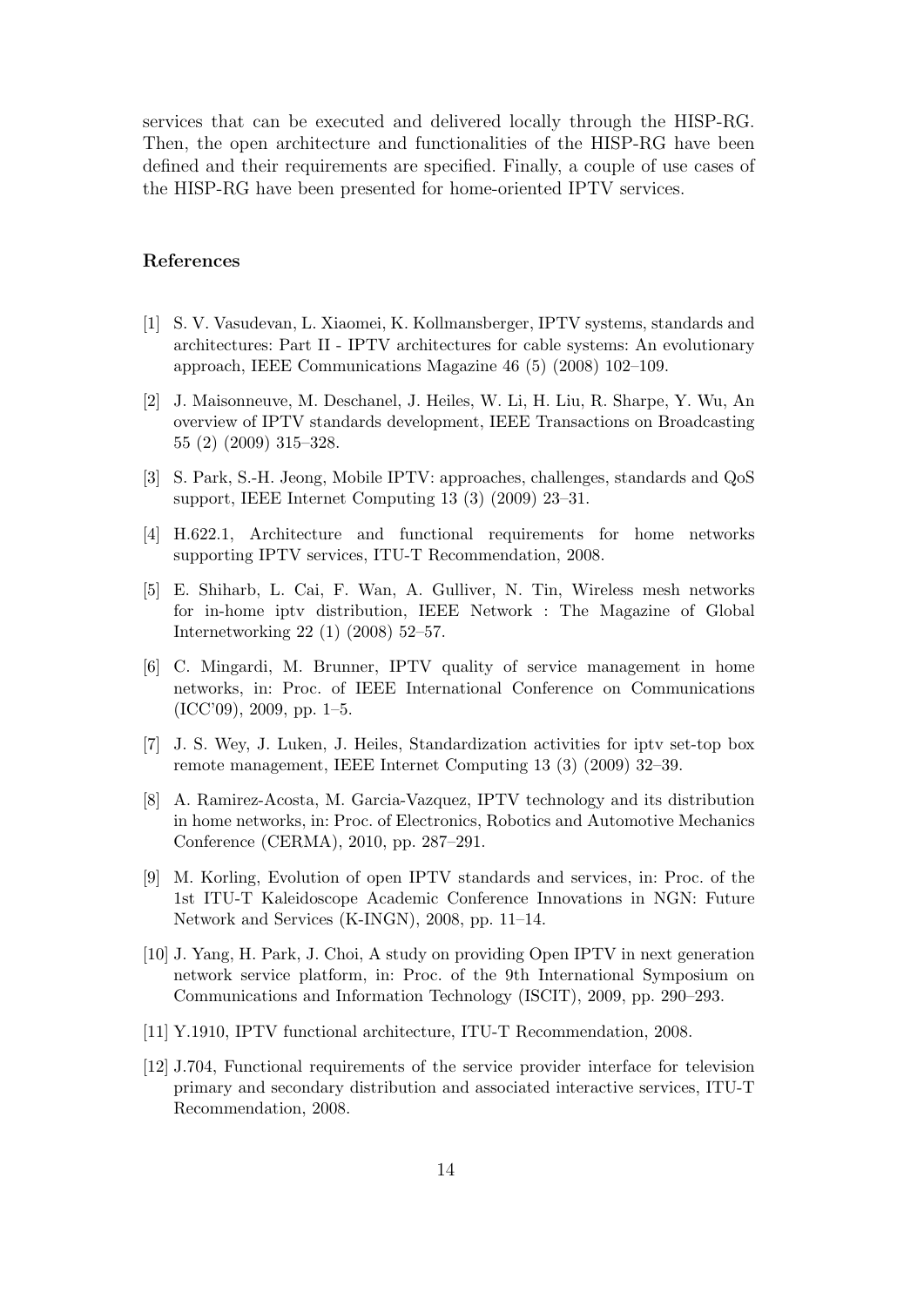services that can be executed and delivered locally through the HISP-RG. Then, the open architecture and functionalities of the HISP-RG have been defined and their requirements are specified. Finally, a couple of use cases of the HISP-RG have been presented for home-oriented IPTV services.

### References

[1] S. V. Vasudevan, L. Xiaomei, K. Kollmansberger, IPTV systems, standards and architectures: Part II - IPTV architectures for cable systems: An evolutionary approach, IEEE Communications Magazine 46 (5) (2008) 102–109.

[2] J. Maisonneuve, M. Deschanel, J. Heiles, W. Li, H. Liu, R. Sharpe, Y. Wu, An overview of IPTV standards development, IEEE Transactions on Broadcasting 55 (2) (2009) 315–328.

[3] S. Park, S.-H. Jeong, Mobile IPTV: approaches, challenges, standards and QoS support, IEEE Internet Computing 13 (3) (2009) 23–31.

[4] H.622.1, Architecture and functional requirements for home networks supporting IPTV services, ITU-T Recommendation, 2008.

[5] E. Shiharb, L. Cai, F. Wan, A. Gulliver, N. Tin, Wireless mesh networks for in-home iptv distribution, IEEE Network : The Magazine of Global Internetworking 22 (1) (2008) 52–57.

[6] C. Mingardi, M. Brunner, IPTV quality of service management in home networks, in: Proc. of IEEE International Conference on Communications (ICC'09), 2009, pp. 1–5.

[7] J. S. Wey, J. Luken, J. Heiles, Standardization activities for iptv set-top box remote management, IEEE Internet Computing 13 (3) (2009) 32–39.

[8] A. Ramirez-Acosta, M. Garcia-Vazquez, IPTV technology and its distribution in home networks, in: Proc. of Electronics, Robotics and Automotive Mechanics Conference (CERMA), 2010, pp. 287–291.

[9] M. Korling, Evolution of open IPTV standards and services, in: Proc. of the 1st ITU-T Kaleidoscope Academic Conference Innovations in NGN: Future Network and Services (K-INGN), 2008, pp. 11–14.

[10] J. Yang, H. Park, J. Choi, A study on providing Open IPTV in next generation network service platform, in: Proc. of the 9th International Symposium on Communications and Information Technology (ISCIT), 2009, pp. 290–293.

[11] Y.1910, IPTV functional architecture, ITU-T Recommendation, 2008.

[12] J.704, Functional requirements of the service provider interface for television primary and secondary distribution and associated interactive services, ITU-T Recommendation, 2008.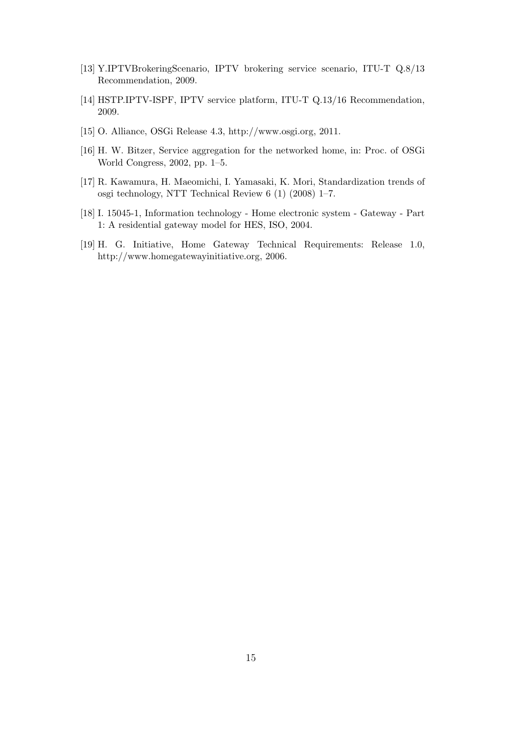[13] Y.IPTVBrokeringScenario, IPTV brokering service scenario, ITU-T Q.8/13 Recommendation, 2009.

[14] HSTP.IPTV-ISPF, IPTV service platform, ITU-T Q.13/16 Recommendation, 2009.

[15] O. Alliance, OSGi Release 4.3, http://www.osgi.org, 2011.

[16] H. W. Bitzer, Service aggregation for the networked home, in: Proc. of OSGi World Congress, 2002, pp. 1–5.

[17] R. Kawamura, H. Maeomichi, I. Yamasaki, K. Mori, Standardization trends of osgi technology, NTT Technical Review 6 (1) (2008) 1–7.

[18] I. 15045-1, Information technology - Home electronic system - Gateway - Part 1: A residential gateway model for HES, ISO, 2004.

[19] H. G. Initiative, Home Gateway Technical Requirements: Release 1.0, http://www.homegatewayinitiative.org, 2006.